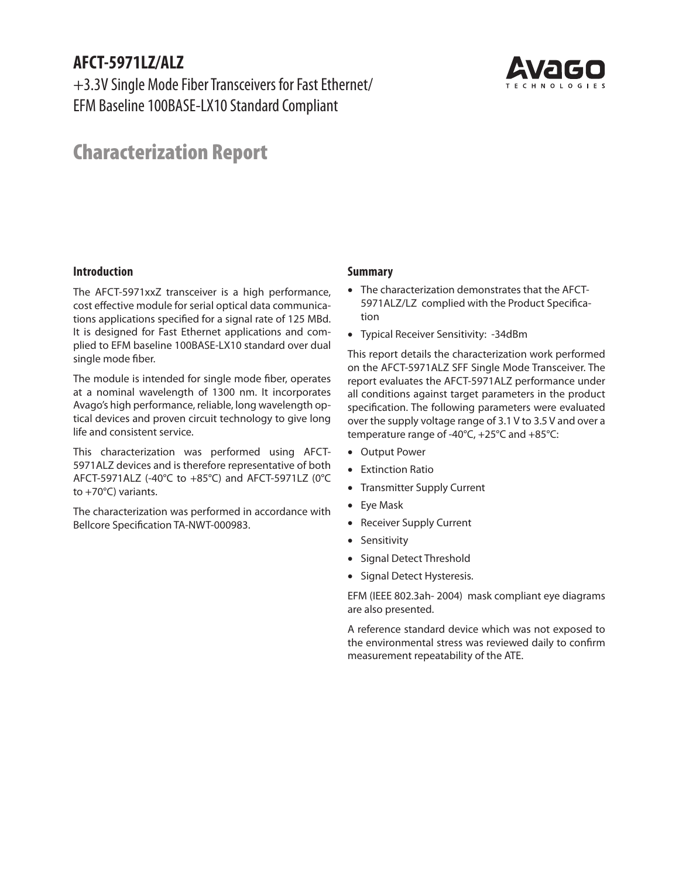# AFCT-5971LZ/ALZ

+3.3V Single Mode Fiber Transceivers for Fast Ethernet/ EFM Baseline 100BASE-LX10 Standard Compliant

# Characterization Report

## Introduction

The AFCT-5971xxZ transceiver is a high performance, cost effective module for serial optical data communications applications specified for a signal rate of 125 MBd. It is designed for Fast Ethernet applications and complied to EFM baseline 100BASE-LX10 standard over dual single mode fiber.

The module is intended for single mode fiber, operates at a nominal wavelength of 1300 nm. It incorporates Avago's high performance, reliable, long wavelength optical devices and proven circuit technology to give long life and consistent service.

This characterization was performed using AFCT-5971ALZ devices and is therefore representative of both AFCT-5971ALZ (-40°C to +85°C) and AFCT-5971LZ (0°C to +70°C) variants.

The characterization was performed in accordance with Bellcore Specification TA-NWT-000983.

## Summary

- The characterization demonstrates that the AFCT-5971ALZ/LZ complied with the Product Specification
- Typical Receiver Sensitivity: -34dBm

This report details the characterization work performed on the AFCT-5971ALZ SFF Single Mode Transceiver. The report evaluates the AFCT-5971ALZ performance under all conditions against target parameters in the product specification. The following parameters were evaluated over the supply voltage range of 3.1 V to 3.5 V and over a temperature range of -40°C, +25°C and +85°C:

- Output Power
- Extinction Ratio
- Transmitter Supply Current
- Eye Mask
- Receiver Supply Current
- Sensitivity
- Signal Detect Threshold
- Signal Detect Hysteresis.

EFM (IEEE 802.3ah- 2004) mask compliant eye diagrams are also presented.

A reference standard device which was not exposed to the environmental stress was reviewed daily to confirm measurement repeatability of the ATE.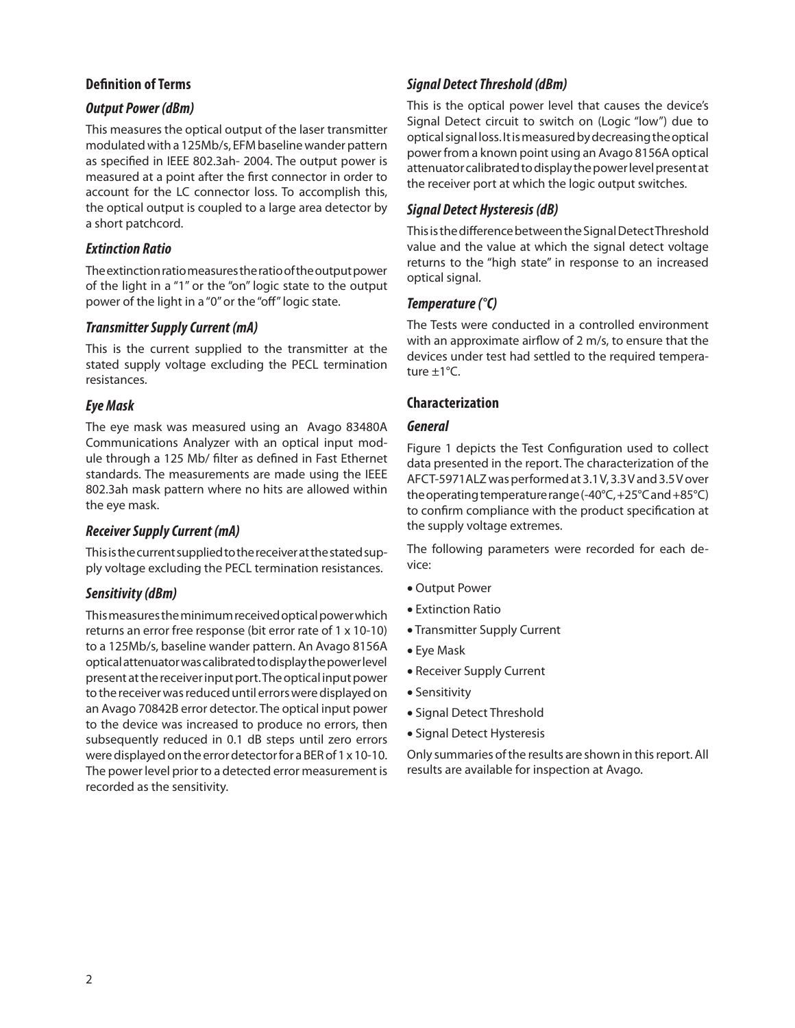## Definition of Terms

### *Output Power (dBm)*

This measures the optical output of the laser transmitter modulated with a 125Mb/s, EFM baseline wander pattern as specified in IEEE 802.3ah- 2004. The output power is measured at a point after the first connector in order to account for the LC connector loss. To accomplish this, the optical output is coupled to a large area detector by a short patchcord.

### *Extinction Ratio*

The extinction ratio measures the ratio of the output power of the light in a "1" or the "on" logic state to the output power of the light in a "0" or the "off" logic state.

### *Transmitter Supply Current (mA)*

This is the current supplied to the transmitter at the stated supply voltage excluding the PECL termination resistances.

### *Eye Mask*

The eye mask was measured using an Avago 83480A Communications Analyzer with an optical input module through a 125 Mb/ filter as defined in Fast Ethernet standards. The measurements are made using the IEEE 802.3ah mask pattern where no hits are allowed within the eye mask.

### *Receiver Supply Current (mA)*

This is the current supplied to the receiver at the stated supply voltage excluding the PECL termination resistances.

### *Sensitivity (dBm)*

This measures the minimum received optical power which returns an error free response (bit error rate of 1 x 10-10) to a 125Mb/s, baseline wander pattern. An Avago 8156A optical attenuator was calibrated to display the power level present at the receiver input port. The optical input power to the receiver was reduced until errors were displayed on an Avago 70842B error detector. The optical input power to the device was increased to produce no errors, then subsequently reduced in 0.1 dB steps until zero errors were displayed on the error detector for a BER of 1 x 10-10. The power level prior to a detected error measurement is recorded as the sensitivity.

### *Signal Detect Threshold (dBm)*

This is the optical power level that causes the device's Signal Detect circuit to switch on (Logic "low") due to optical signal loss. It is measured by decreasing the optical power from a known point using an Avago 8156A optical attenuator calibrated to display the power level present at the receiver port at which the logic output switches.

### *Signal Detect Hysteresis (dB)*

This is the difference between the Signal Detect Threshold value and the value at which the signal detect voltage returns to the "high state" in response to an increased optical signal.

### *Temperature (°C)*

The Tests were conducted in a controlled environment with an approximate airflow of 2 m/s, to ensure that the devices under test had settled to the required temperature ±1°C.

## Characterization

### *General*

Figure 1 depicts the Test Configuration used to collect data presented in the report. The characterization of the AFCT-5971ALZ was performed at 3.1 V, 3.3 V and 3.5 V over the operating temperature range (-40°C, +25°C and +85°C) to confirm compliance with the product specification at the supply voltage extremes.

The following parameters were recorded for each device:

- Output Power
- Extinction Ratio
- Transmitter Supply Current
- Eye Mask
- Receiver Supply Current
- Sensitivity
- Signal Detect Threshold
- Signal Detect Hysteresis

Only summaries of the results are shown in this report. All results are available for inspection at Avago.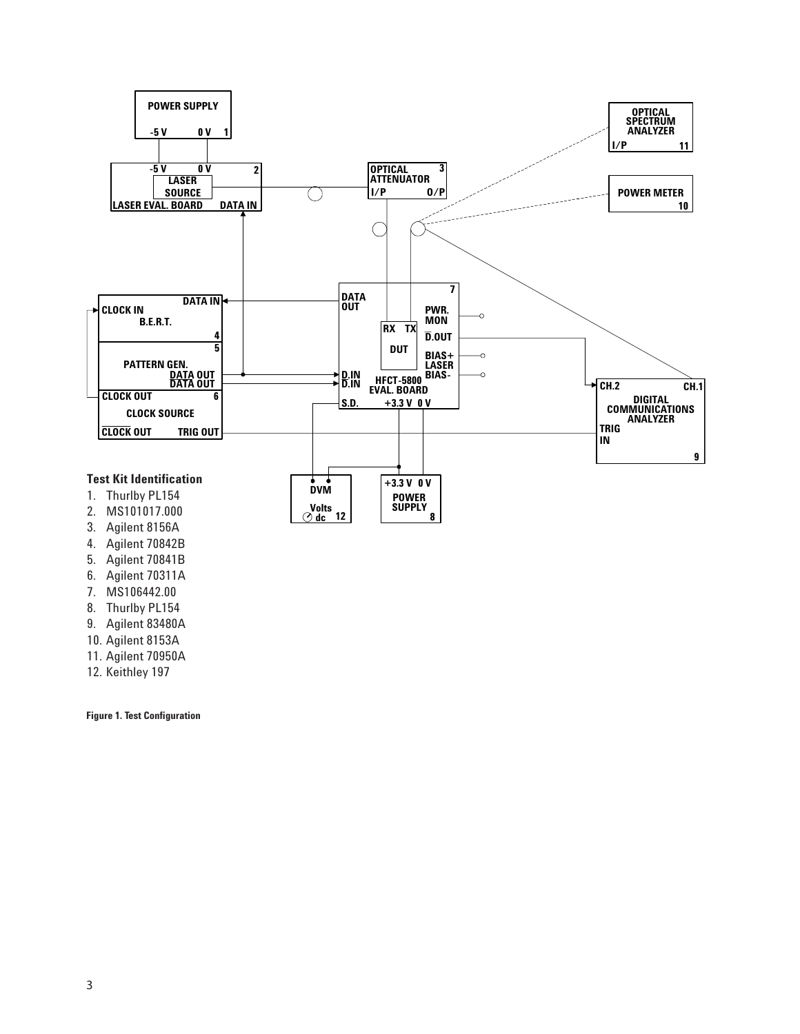POWER SUPPLY

-5 V 0 V 1

-5 V 0 V 2

LASER SOURCE

LASER EVAL. BOARD DATA IN

OPTICAL ATTENUATOR 3

I/P O/P

OPTICAL SPECTRUM ANALYZER

I/P 11

POWER METER 10

DATA IN

CLOCK IN

B.E.R.T.

4

5

PATTERN GEN.

DATA OUT

DATA OUT

CLOCK OUT 6

CLOCK SOURCE

CLOCK OUT TRIG OUT

DATA OUT

7

RX TX

DUT

PWR. MON

D.OUT

BIAS+

LASER

BIAS-

D.IN

D.IN

HFCT-5800 EVAL. BOARD

S.D. +3.3 V 0 V

CH.2 CH.1

DIGITAL COMMUNICATIONS ANALYZER

TRIG IN

9

DVM

Volts dc 12

+3.3 V 0 V

POWER SUPPLY 8

**Test Kit Identification**

1. Thurlby PL154
2. MS101017.000
3. Agilent 8156A
4. Agilent 70842B
5. Agilent 70841B
6. Agilent 70311A
7. MS106442.00
8. Thurlby PL154
9. Agilent 83480A
10. Agilent 8153A
11. Agilent 70950A
12. Keithley 197

**Figure 1. Test Configuration**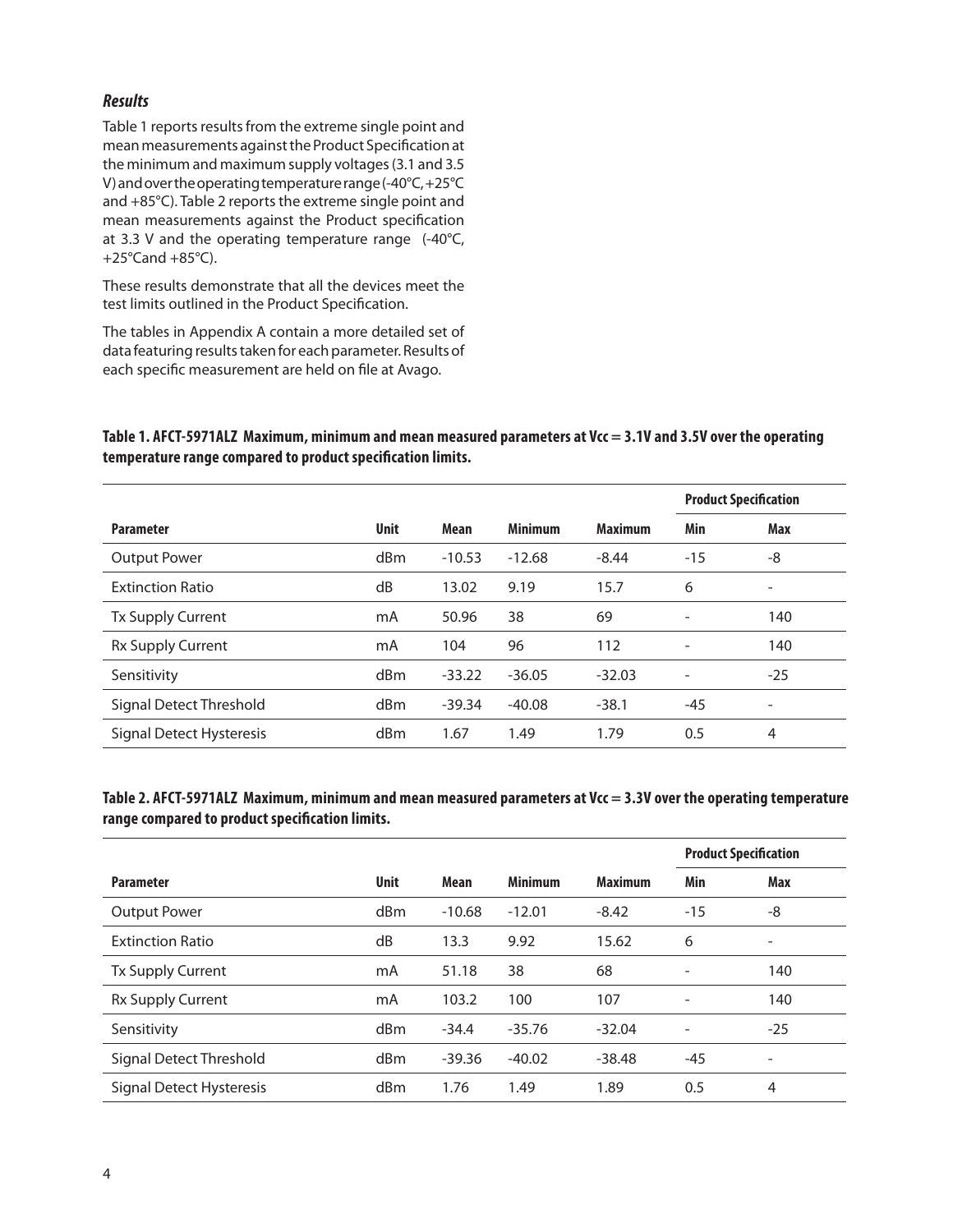### *Results*

Table 1 reports results from the extreme single point and mean measurements against the Product Specification at the minimum and maximum supply voltages (3.1 and 3.5 V) and over the operating temperature range (-40°C, +25°C and +85°C). Table 2 reports the extreme single point and mean measurements against the Product specification at 3.3 V and the operating temperature range (-40°C, +25°Cand +85°C).

These results demonstrate that all the devices meet the test limits outlined in the Product Specification.

The tables in Appendix A contain a more detailed set of data featuring results taken for each parameter. Results of each specific measurement are held on file at Avago.

**Table 1. AFCT-5971ALZ Maximum, minimum and mean measured parameters at Vcc = 3.1V and 3.5V over the operating temperature range compared to product specification limits.**

| | | | | | Product Specification | |
|---|---|---|---|---|---|---|
| **Parameter** | **Unit** | **Mean** | **Minimum** | **Maximum** | **Min** | **Max** |
| Output Power | dBm | -10.53 | -12.68 | -8.44 | -15 | -8 |
| Extinction Ratio | dB | 13.02 | 9.19 | 15.7 | 6 | - |
| Tx Supply Current | mA | 50.96 | 38 | 69 | - | 140 |
| Rx Supply Current | mA | 104 | 96 | 112 | - | 140 |
| Sensitivity | dBm | -33.22 | -36.05 | -32.03 | - | -25 |
| Signal Detect Threshold | dBm | -39.34 | -40.08 | -38.1 | -45 | - |
| Signal Detect Hysteresis | dBm | 1.67 | 1.49 | 1.79 | 0.5 | 4 |

**Table 2. AFCT-5971ALZ Maximum, minimum and mean measured parameters at Vcc = 3.3V over the operating temperature range compared to product specification limits.**

| | | | | | Product Specification | |
|---|---|---|---|---|---|---|
| **Parameter** | **Unit** | **Mean** | **Minimum** | **Maximum** | **Min** | **Max** |
| Output Power | dBm | -10.68 | -12.01 | -8.42 | -15 | -8 |
| Extinction Ratio | dB | 13.3 | 9.92 | 15.62 | 6 | - |
| Tx Supply Current | mA | 51.18 | 38 | 68 | - | 140 |
| Rx Supply Current | mA | 103.2 | 100 | 107 | - | 140 |
| Sensitivity | dBm | -34.4 | -35.76 | -32.04 | - | -25 |
| Signal Detect Threshold | dBm | -39.36 | -40.02 | -38.48 | -45 | - |
| Signal Detect Hysteresis | dBm | 1.76 | 1.49 | 1.89 | 0.5 | 4 |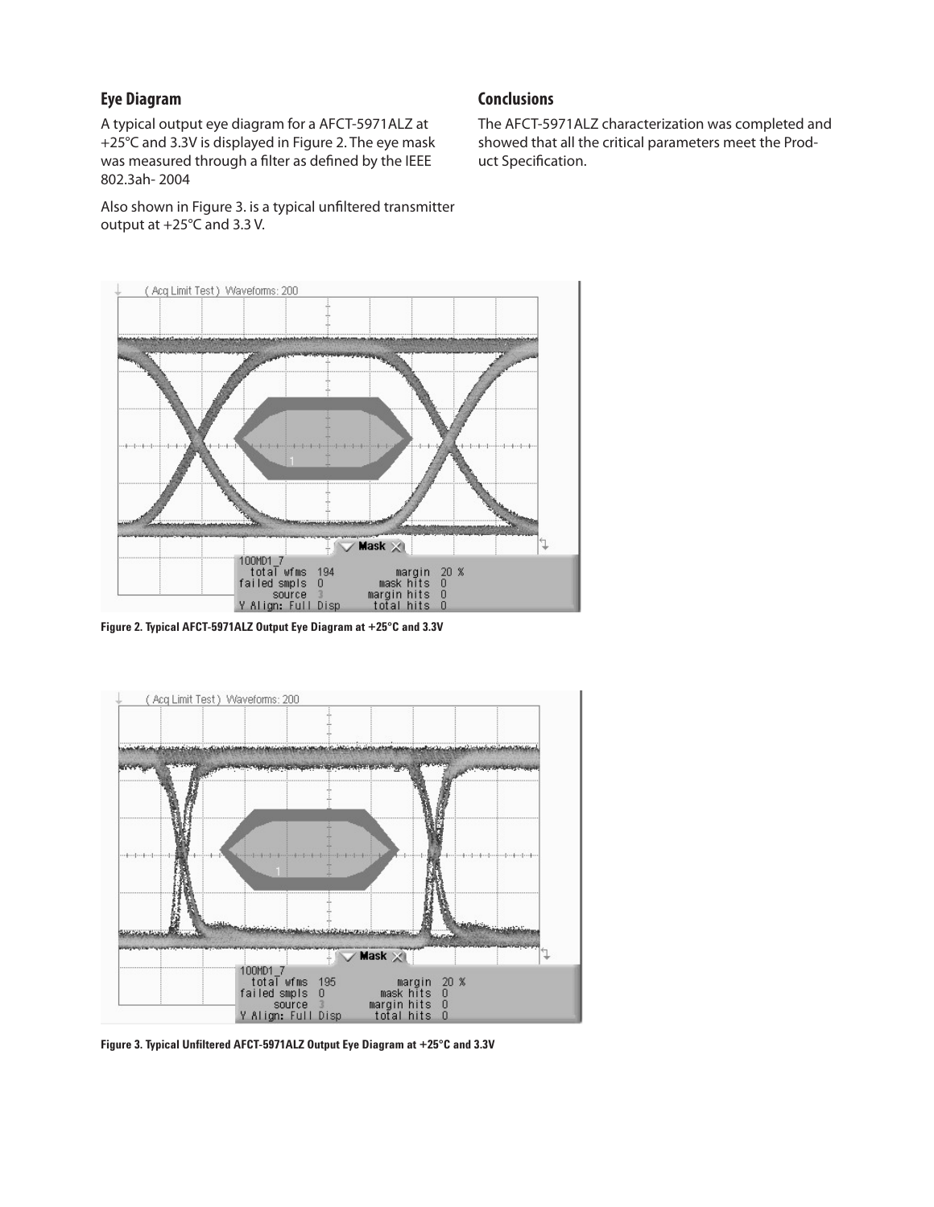## Eye Diagram

A typical output eye diagram for a AFCT-5971ALZ at +25°C and 3.3V is displayed in Figure 2. The eye mask was measured through a filter as defined by the IEEE 802.3ah- 2004

Also shown in Figure 3. is a typical unfiltered transmitter output at +25°C and 3.3 V.

## Conclusions

The AFCT-5971ALZ characterization was completed and showed that all the critical parameters meet the Product Specification.

**Figure 2. Typical AFCT-5971ALZ Output Eye Diagram at +25°C and 3.3V**

**Figure 3. Typical Unfiltered AFCT-5971ALZ Output Eye Diagram at +25°C and 3.3V**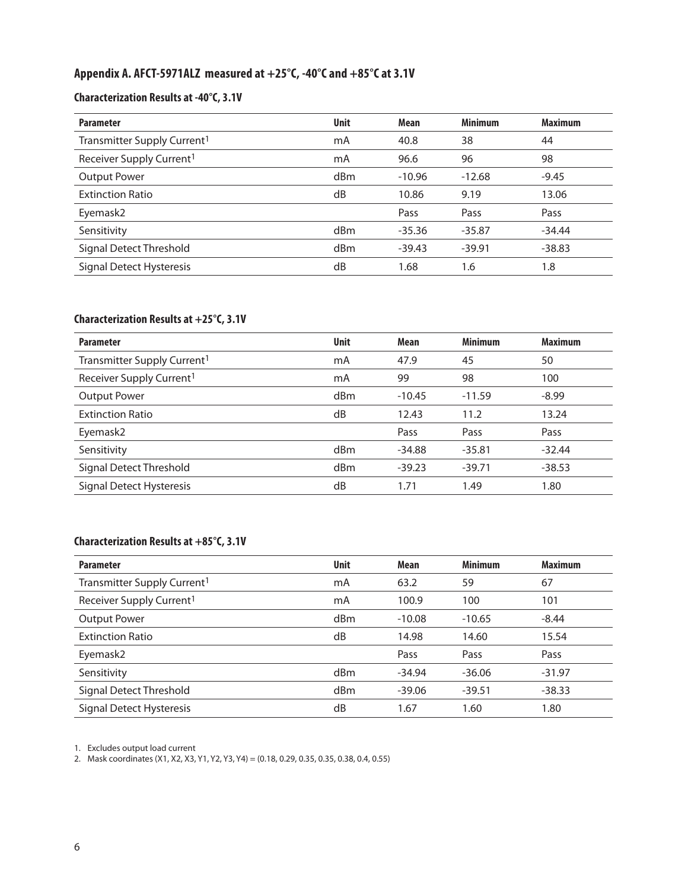## Appendix A. AFCT-5971ALZ measured at +25°C, -40°C and +85°C at 3.1V

### Characterization Results at -40°C, 3.1V

| Parameter | Unit | Mean | Minimum | Maximum |
|---|---|---|---|---|
| Transmitter Supply Current[1] | mA | 40.8 | 38 | 44 |
| Receiver Supply Current[1] | mA | 96.6 | 96 | 98 |
| Output Power | dBm | -10.96 | -12.68 | -9.45 |
| Extinction Ratio | dB | 10.86 | 9.19 | 13.06 |
| Eyemask2 | | Pass | Pass | Pass |
| Sensitivity | dBm | -35.36 | -35.87 | -34.44 |
| Signal Detect Threshold | dBm | -39.43 | -39.91 | -38.83 |
| Signal Detect Hysteresis | dB | 1.68 | 1.6 | 1.8 |

### Characterization Results at +25°C, 3.1V

| Parameter | Unit | Mean | Minimum | Maximum |
|---|---|---|---|---|
| Transmitter Supply Current[1] | mA | 47.9 | 45 | 50 |
| Receiver Supply Current[1] | mA | 99 | 98 | 100 |
| Output Power | dBm | -10.45 | -11.59 | -8.99 |
| Extinction Ratio | dB | 12.43 | 11.2 | 13.24 |
| Eyemask2 | | Pass | Pass | Pass |
| Sensitivity | dBm | -34.88 | -35.81 | -32.44 |
| Signal Detect Threshold | dBm | -39.23 | -39.71 | -38.53 |
| Signal Detect Hysteresis | dB | 1.71 | 1.49 | 1.80 |

### Characterization Results at +85°C, 3.1V

| Parameter | Unit | Mean | Minimum | Maximum |
|---|---|---|---|---|
| Transmitter Supply Current[1] | mA | 63.2 | 59 | 67 |
| Receiver Supply Current[1] | mA | 100.9 | 100 | 101 |
| Output Power | dBm | -10.08 | -10.65 | -8.44 |
| Extinction Ratio | dB | 14.98 | 14.60 | 15.54 |
| Eyemask2 | | Pass | Pass | Pass |
| Sensitivity | dBm | -34.94 | -36.06 | -31.97 |
| Signal Detect Threshold | dBm | -39.06 | -39.51 | -38.33 |
| Signal Detect Hysteresis | dB | 1.67 | 1.60 | 1.80 |

1. Excludes output load current
2. Mask coordinates (X1, X2, X3, Y1, Y2, Y3, Y4) = (0.18, 0.29, 0.35, 0.35, 0.38, 0.4, 0.55)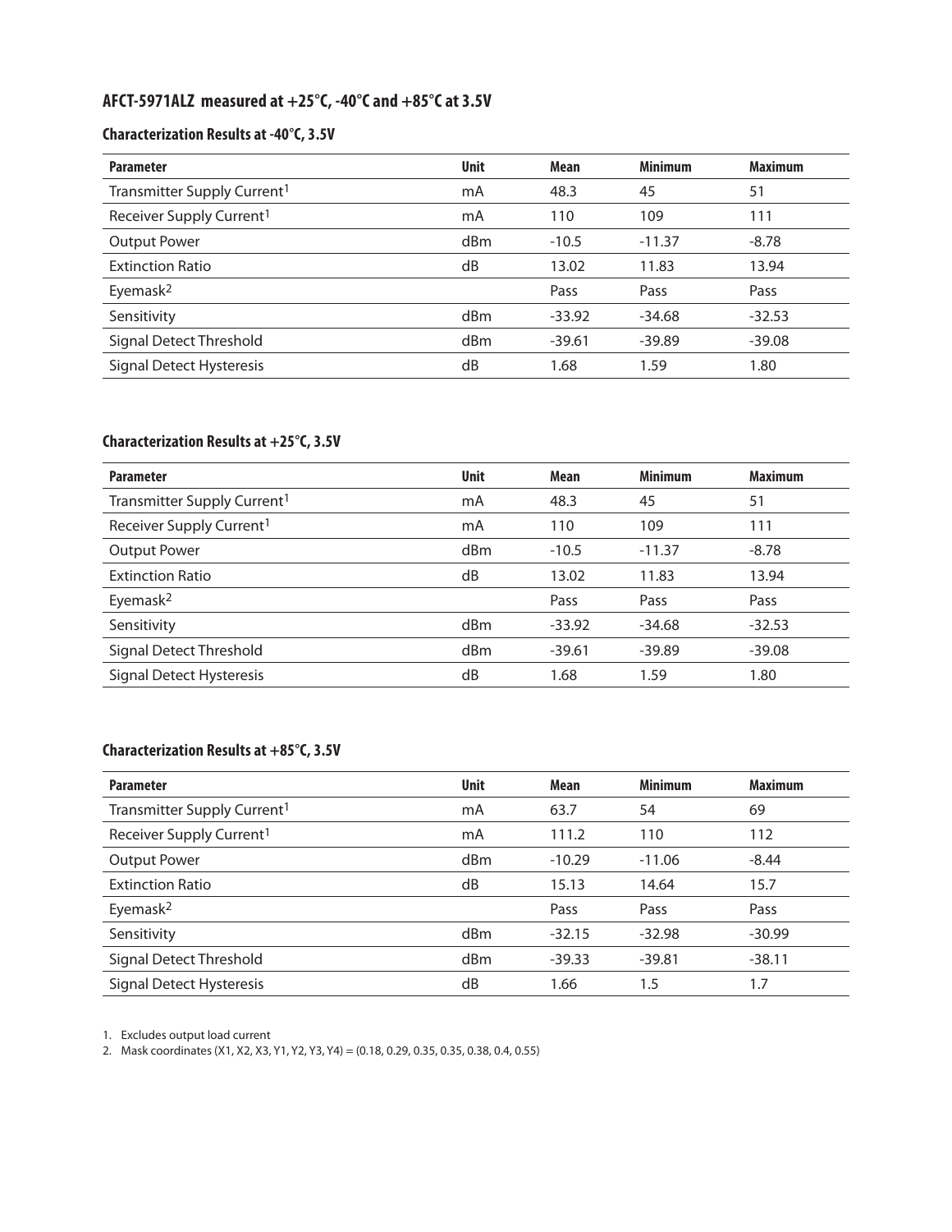## AFCT-5971ALZ measured at +25°C, -40°C and +85°C at 3.5V

### Characterization Results at -40°C, 3.5V

| Parameter | Unit | Mean | Minimum | Maximum |
|---|---|---|---|---|
| Transmitter Supply Current[1] | mA | 48.3 | 45 | 51 |
| Receiver Supply Current[1] | mA | 110 | 109 | 111 |
| Output Power | dBm | -10.5 | -11.37 | -8.78 |
| Extinction Ratio | dB | 13.02 | 11.83 | 13.94 |
| Eyemask[2] | | Pass | Pass | Pass |
| Sensitivity | dBm | -33.92 | -34.68 | -32.53 |
| Signal Detect Threshold | dBm | -39.61 | -39.89 | -39.08 |
| Signal Detect Hysteresis | dB | 1.68 | 1.59 | 1.80 |

### Characterization Results at +25°C, 3.5V

| Parameter | Unit | Mean | Minimum | Maximum |
|---|---|---|---|---|
| Transmitter Supply Current[1] | mA | 48.3 | 45 | 51 |
| Receiver Supply Current[1] | mA | 110 | 109 | 111 |
| Output Power | dBm | -10.5 | -11.37 | -8.78 |
| Extinction Ratio | dB | 13.02 | 11.83 | 13.94 |
| Eyemask[2] | | Pass | Pass | Pass |
| Sensitivity | dBm | -33.92 | -34.68 | -32.53 |
| Signal Detect Threshold | dBm | -39.61 | -39.89 | -39.08 |
| Signal Detect Hysteresis | dB | 1.68 | 1.59 | 1.80 |

### Characterization Results at +85°C, 3.5V

| Parameter | Unit | Mean | Minimum | Maximum |
|---|---|---|---|---|
| Transmitter Supply Current[1] | mA | 63.7 | 54 | 69 |
| Receiver Supply Current[1] | mA | 111.2 | 110 | 112 |
| Output Power | dBm | -10.29 | -11.06 | -8.44 |
| Extinction Ratio | dB | 15.13 | 14.64 | 15.7 |
| Eyemask[2] | | Pass | Pass | Pass |
| Sensitivity | dBm | -32.15 | -32.98 | -30.99 |
| Signal Detect Threshold | dBm | -39.33 | -39.81 | -38.11 |
| Signal Detect Hysteresis | dB | 1.66 | 1.5 | 1.7 |

1. Excludes output load current
2. Mask coordinates (X1, X2, X3, Y1, Y2, Y3, Y4) = (0.18, 0.29, 0.35, 0.35, 0.38, 0.4, 0.55)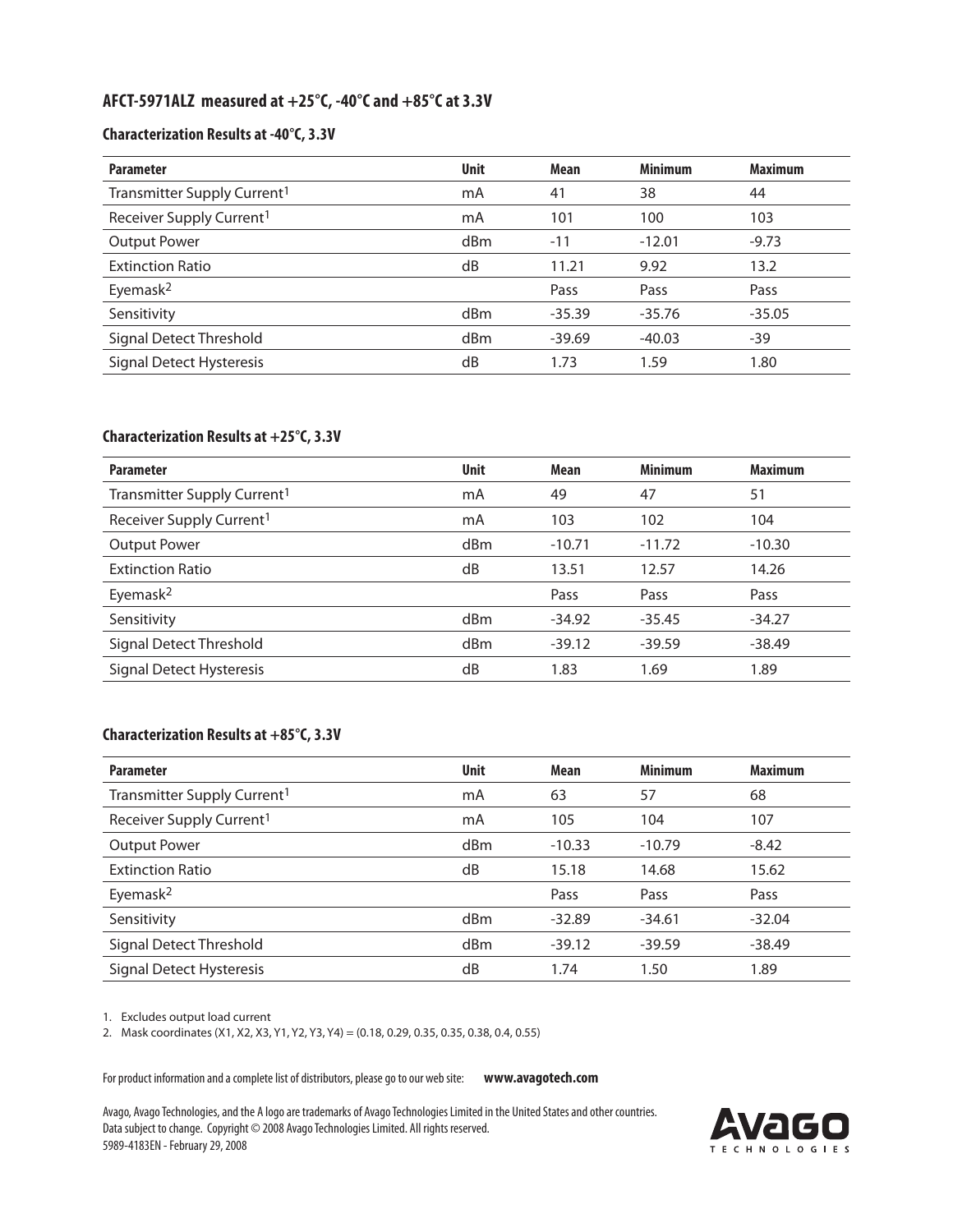## AFCT-5971ALZ measured at +25°C, -40°C and +85°C at 3.3V

### Characterization Results at -40°C, 3.3V

| Parameter | Unit | Mean | Minimum | Maximum |
|---|---|---|---|---|
| Transmitter Supply Current[1] | mA | 41 | 38 | 44 |
| Receiver Supply Current[1] | mA | 101 | 100 | 103 |
| Output Power | dBm | -11 | -12.01 | -9.73 |
| Extinction Ratio | dB | 11.21 | 9.92 | 13.2 |
| Eyemask[2] | | Pass | Pass | Pass |
| Sensitivity | dBm | -35.39 | -35.76 | -35.05 |
| Signal Detect Threshold | dBm | -39.69 | -40.03 | -39 |
| Signal Detect Hysteresis | dB | 1.73 | 1.59 | 1.80 |

### Characterization Results at +25°C, 3.3V

| Parameter | Unit | Mean | Minimum | Maximum |
|---|---|---|---|---|
| Transmitter Supply Current[1] | mA | 49 | 47 | 51 |
| Receiver Supply Current[1] | mA | 103 | 102 | 104 |
| Output Power | dBm | -10.71 | -11.72 | -10.30 |
| Extinction Ratio | dB | 13.51 | 12.57 | 14.26 |
| Eyemask[2] | | Pass | Pass | Pass |
| Sensitivity | dBm | -34.92 | -35.45 | -34.27 |
| Signal Detect Threshold | dBm | -39.12 | -39.59 | -38.49 |
| Signal Detect Hysteresis | dB | 1.83 | 1.69 | 1.89 |

### Characterization Results at +85°C, 3.3V

| Parameter | Unit | Mean | Minimum | Maximum |
|---|---|---|---|---|
| Transmitter Supply Current[1] | mA | 63 | 57 | 68 |
| Receiver Supply Current[1] | mA | 105 | 104 | 107 |
| Output Power | dBm | -10.33 | -10.79 | -8.42 |
| Extinction Ratio | dB | 15.18 | 14.68 | 15.62 |
| Eyemask[2] | | Pass | Pass | Pass |
| Sensitivity | dBm | -32.89 | -34.61 | -32.04 |
| Signal Detect Threshold | dBm | -39.12 | -39.59 | -38.49 |
| Signal Detect Hysteresis | dB | 1.74 | 1.50 | 1.89 |

1. Excludes output load current
2. Mask coordinates (X1, X2, X3, Y1, Y2, Y3, Y4) = (0.18, 0.29, 0.35, 0.35, 0.38, 0.4, 0.55)

For product information and a complete list of distributors, please go to our web site: **www.avagotech.com**

Avago, Avago Technologies, and the A logo are trademarks of Avago Technologies Limited in the United States and other countries.
Data subject to change. Copyright © 2008 Avago Technologies Limited. All rights reserved.
5989-4183EN - February 29, 2008